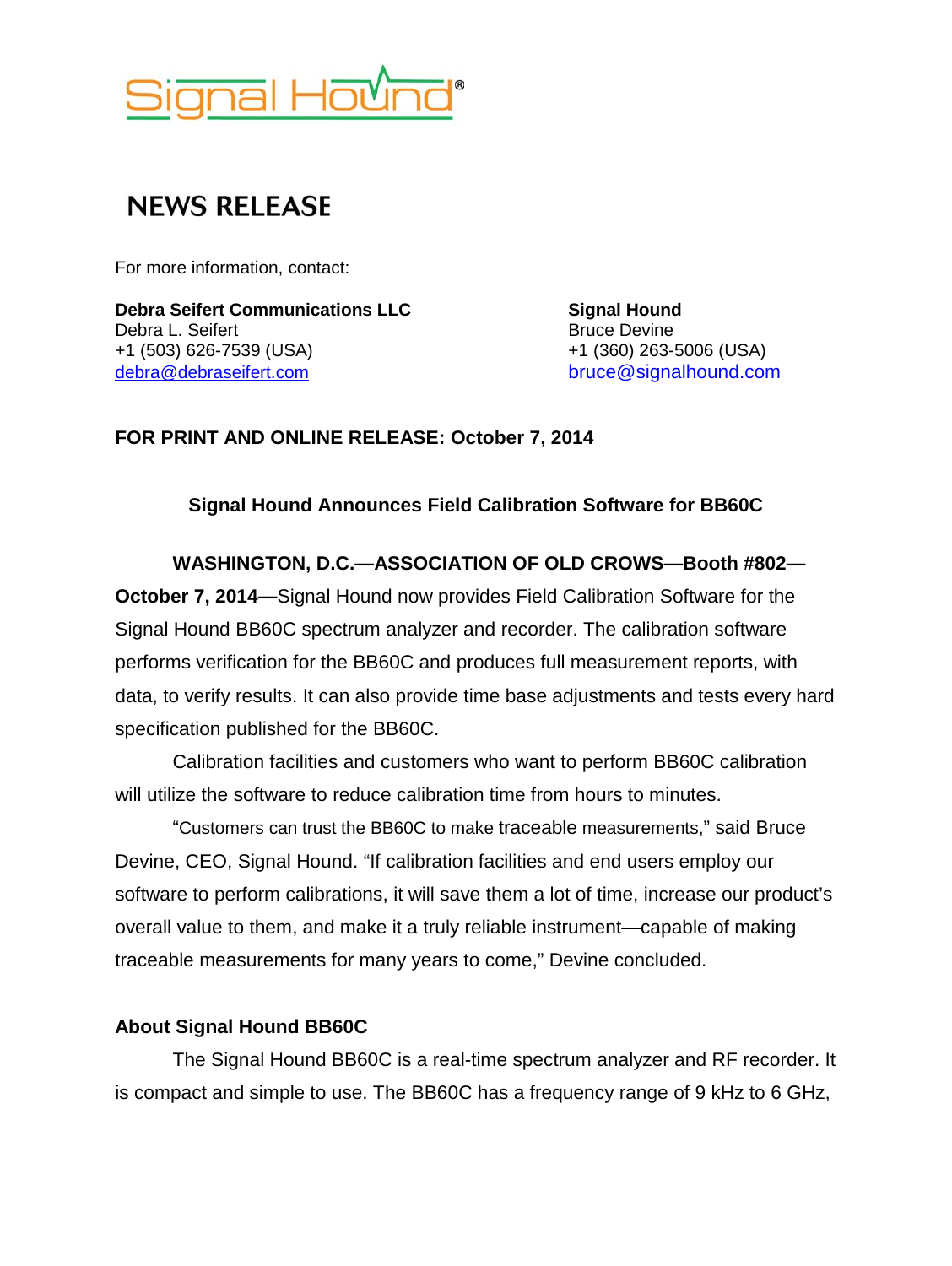Signal Hound®

# NEWS RELEASE

For more information, contact:

**Debra Seifert Communications LLC**
Debra L. Seifert
+1 (503) 626-7539 (USA)
debra@debraseifert.com

**Signal Hound**
Bruce Devine
+1 (360) 263-5006 (USA)
bruce@signalhound.com

**FOR PRINT AND ONLINE RELEASE: October 7, 2014**

## Signal Hound Announces Field Calibration Software for BB60C

**WASHINGTON, D.C.—ASSOCIATION OF OLD CROWS—Booth #802—October 7, 2014—**Signal Hound now provides Field Calibration Software for the Signal Hound BB60C spectrum analyzer and recorder. The calibration software performs verification for the BB60C and produces full measurement reports, with data, to verify results. It can also provide time base adjustments and tests every hard specification published for the BB60C.

Calibration facilities and customers who want to perform BB60C calibration will utilize the software to reduce calibration time from hours to minutes.

“Customers can trust the BB60C to make traceable measurements,” said Bruce Devine, CEO, Signal Hound. “If calibration facilities and end users employ our software to perform calibrations, it will save them a lot of time, increase our product’s overall value to them, and make it a truly reliable instrument—capable of making traceable measurements for many years to come,” Devine concluded.

### About Signal Hound BB60C

The Signal Hound BB60C is a real-time spectrum analyzer and RF recorder. It is compact and simple to use. The BB60C has a frequency range of 9 kHz to 6 GHz,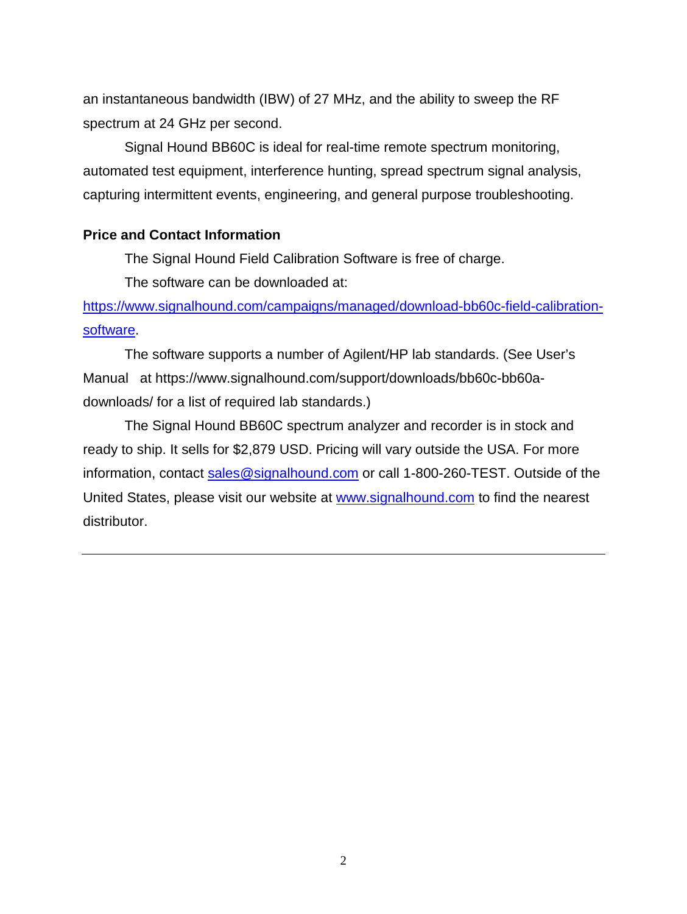an instantaneous bandwidth (IBW) of 27 MHz, and the ability to sweep the RF spectrum at 24 GHz per second.

Signal Hound BB60C is ideal for real-time remote spectrum monitoring, automated test equipment, interference hunting, spread spectrum signal analysis, capturing intermittent events, engineering, and general purpose troubleshooting.

**Price and Contact Information**

The Signal Hound Field Calibration Software is free of charge.

The software can be downloaded at: https://www.signalhound.com/campaigns/managed/download-bb60c-field-calibration-software.

The software supports a number of Agilent/HP lab standards. (See User's Manual at https://www.signalhound.com/support/downloads/bb60c-bb60a-downloads/ for a list of required lab standards.)

The Signal Hound BB60C spectrum analyzer and recorder is in stock and ready to ship. It sells for $2,879 USD. Pricing will vary outside the USA. For more information, contact sales@signalhound.com or call 1-800-260-TEST. Outside of the United States, please visit our website at www.signalhound.com to find the nearest distributor.

---